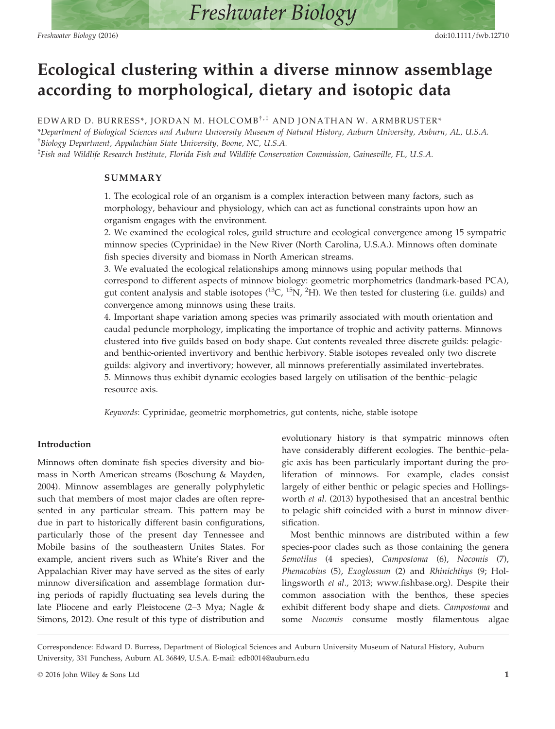# Ecological clustering within a diverse minnow assemblage according to morphological, dietary and isotopic data

EDWARD D. BURRESS*, JORDAN M. HOLCOMB[†,‡] AND JONATHAN W. ARMBRUSTER*

*Department of Biological Sciences and Auburn University Museum of Natural History, Auburn University, Auburn, AL, U.S.A.
[†]Biology Department, Appalachian State University, Boone, NC, U.S.A.
[‡]Fish and Wildlife Research Institute, Florida Fish and Wildlife Conservation Commission, Gainesville, FL, U.S.A.

## SUMMARY

1. The ecological role of an organism is a complex interaction between many factors, such as morphology, behaviour and physiology, which can act as functional constraints upon how an organism engages with the environment.
2. We examined the ecological roles, guild structure and ecological convergence among 15 sympatric minnow species (Cyprinidae) in the New River (North Carolina, U.S.A.). Minnows often dominate fish species diversity and biomass in North American streams.
3. We evaluated the ecological relationships among minnows using popular methods that correspond to different aspects of minnow biology: geometric morphometrics (landmark-based PCA), gut content analysis and stable isotopes ($^{13}C$, $^{15}N$, $^{2}H$). We then tested for clustering (i.e. guilds) and convergence among minnows using these traits.
4. Important shape variation among species was primarily associated with mouth orientation and caudal peduncle morphology, implicating the importance of trophic and activity patterns. Minnows clustered into five guilds based on body shape. Gut contents revealed three discrete guilds: pelagic- and benthic-oriented invertivory and benthic herbivory. Stable isotopes revealed only two discrete guilds: algivory and invertivory; however, all minnows preferentially assimilated invertebrates.
5. Minnows thus exhibit dynamic ecologies based largely on utilisation of the benthic–pelagic resource axis.

*Keywords*: Cyprinidae, geometric morphometrics, gut contents, niche, stable isotope

## Introduction

Minnows often dominate fish species diversity and biomass in North American streams (Boschung & Mayden, 2004). Minnow assemblages are generally polyphyletic such that members of most major clades are often represented in any particular stream. This pattern may be due in part to historically different basin configurations, particularly those of the present day Tennessee and Mobile basins of the southeastern Unites States. For example, ancient rivers such as White's River and the Appalachian River may have served as the sites of early minnow diversification and assemblage formation during periods of rapidly fluctuating sea levels during the late Pliocene and early Pleistocene (2–3 Mya; Nagle & Simons, 2012). One result of this type of distribution and evolutionary history is that sympatric minnows often have considerably different ecologies. The benthic–pelagic axis has been particularly important during the proliferation of minnows. For example, clades consist largely of either benthic or pelagic species and Hollingsworth *et al.* (2013) hypothesised that an ancestral benthic to pelagic shift coincided with a burst in minnow diversification.

Most benthic minnows are distributed within a few species-poor clades such as those containing the genera *Semotilus* (4 species), *Campostoma* (6), *Nocomis* (7), *Phenacobius* (5), *Exoglossum* (2) and *Rhinichthys* (9; Hollingsworth *et al.*, 2013; www.fishbase.org). Despite their common association with the benthos, these species exhibit different body shape and diets. *Campostoma* and some *Nocomis* consume mostly filamentous algae

Correspondence: Edward D. Burress, Department of Biological Sciences and Auburn University Museum of Natural History, Auburn University, 331 Funchess, Auburn AL 36849, U.S.A. E-mail: edb0014@auburn.edu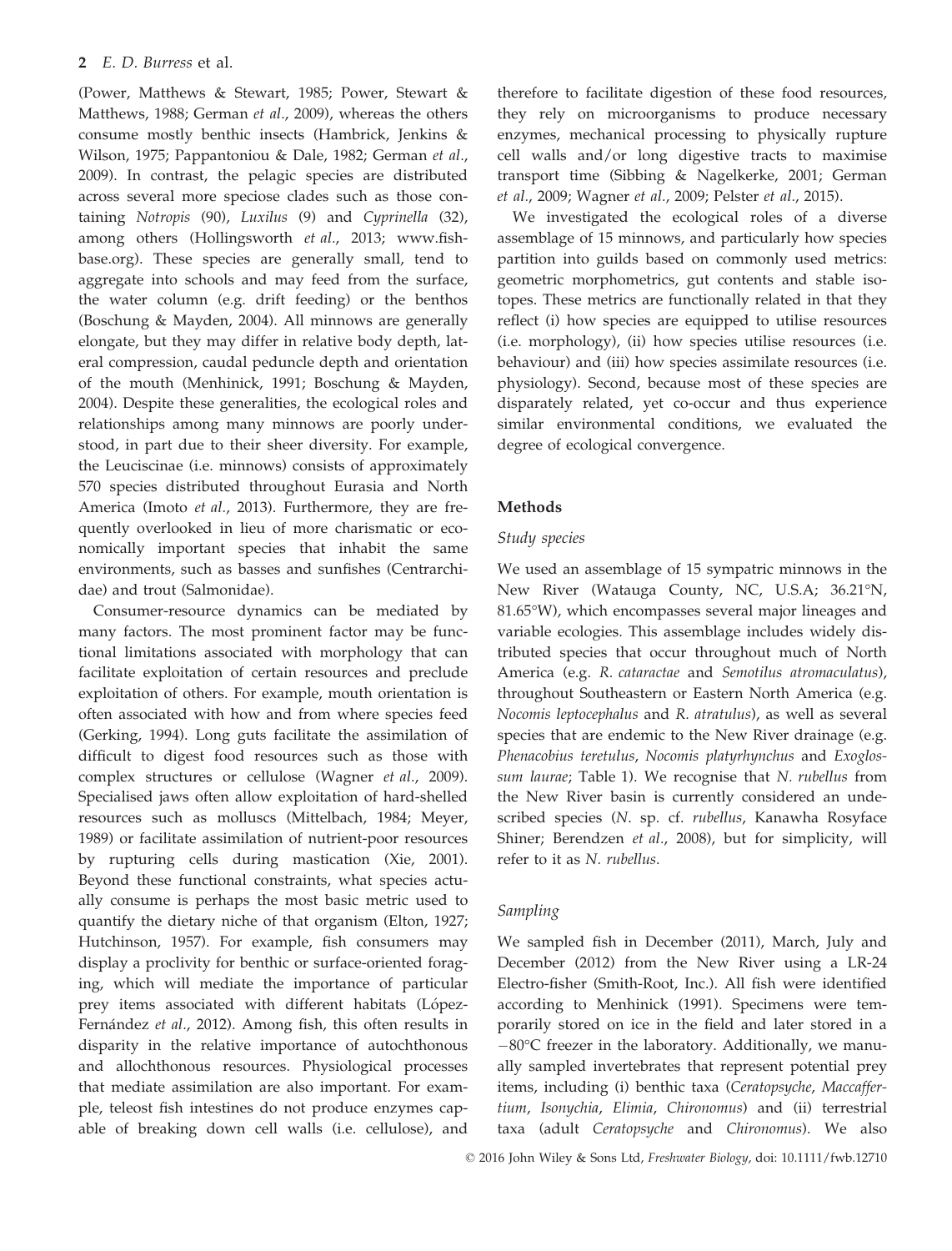(Power, Matthews & Stewart, 1985; Power, Stewart & Matthews, 1988; German *et al*., 2009), whereas the others consume mostly benthic insects (Hambrick, Jenkins & Wilson, 1975; Pappantoniou & Dale, 1982; German *et al*., 2009). In contrast, the pelagic species are distributed across several more speciose clades such as those containing *Notropis* (90), *Luxilus* (9) and *Cyprinella* (32), among others (Hollingsworth *et al*., 2013; www.fishbase.org). These species are generally small, tend to aggregate into schools and may feed from the surface, the water column (e.g. drift feeding) or the benthos (Boschung & Mayden, 2004). All minnows are generally elongate, but they may differ in relative body depth, lateral compression, caudal peduncle depth and orientation of the mouth (Menhinick, 1991; Boschung & Mayden, 2004). Despite these generalities, the ecological roles and relationships among many minnows are poorly understood, in part due to their sheer diversity. For example, the Leuciscinae (i.e. minnows) consists of approximately 570 species distributed throughout Eurasia and North America (Imoto *et al*., 2013). Furthermore, they are frequently overlooked in lieu of more charismatic or economically important species that inhabit the same environments, such as basses and sunfishes (Centrarchidae) and trout (Salmonidae).

Consumer-resource dynamics can be mediated by many factors. The most prominent factor may be functional limitations associated with morphology that can facilitate exploitation of certain resources and preclude exploitation of others. For example, mouth orientation is often associated with how and from where species feed (Gerking, 1994). Long guts facilitate the assimilation of difficult to digest food resources such as those with complex structures or cellulose (Wagner *et al*., 2009). Specialised jaws often allow exploitation of hard-shelled resources such as molluscs (Mittelbach, 1984; Meyer, 1989) or facilitate assimilation of nutrient-poor resources by rupturing cells during mastication (Xie, 2001). Beyond these functional constraints, what species actually consume is perhaps the most basic metric used to quantify the dietary niche of that organism (Elton, 1927; Hutchinson, 1957). For example, fish consumers may display a proclivity for benthic or surface-oriented foraging, which will mediate the importance of particular prey items associated with different habitats (López-Fernández *et al*., 2012). Among fish, this often results in disparity in the relative importance of autochthonous and allochthonous resources. Physiological processes that mediate assimilation are also important. For example, teleost fish intestines do not produce enzymes capable of breaking down cell walls (i.e. cellulose), and therefore to facilitate digestion of these food resources, they rely on microorganisms to produce necessary enzymes, mechanical processing to physically rupture cell walls and/or long digestive tracts to maximise transport time (Sibbing & Nagelkerke, 2001; German *et al*., 2009; Wagner *et al*., 2009; Pelster *et al*., 2015).

We investigated the ecological roles of a diverse assemblage of 15 minnows, and particularly how species partition into guilds based on commonly used metrics: geometric morphometrics, gut contents and stable isotopes. These metrics are functionally related in that they reflect (i) how species are equipped to utilise resources (i.e. morphology), (ii) how species utilise resources (i.e. behaviour) and (iii) how species assimilate resources (i.e. physiology). Second, because most of these species are disparately related, yet co-occur and thus experience similar environmental conditions, we evaluated the degree of ecological convergence.

## Methods

### Study species

We used an assemblage of 15 sympatric minnows in the New River (Watauga County, NC, U.S.A; 36.21°N, 81.65°W), which encompasses several major lineages and variable ecologies. This assemblage includes widely distributed species that occur throughout much of North America (e.g. *R. cataractae* and *Semotilus atromaculatus*), throughout Southeastern or Eastern North America (e.g. *Nocomis leptocephalus* and *R. atratulus*), as well as several species that are endemic to the New River drainage (e.g. *Phenacobius teretulus*, *Nocomis platyrhynchus* and *Exoglossum laurae*; Table 1). We recognise that *N. rubellus* from the New River basin is currently considered an undescribed species (*N.* sp. cf. *rubellus*, Kanawha Rosyface Shiner; Berendzen *et al*., 2008), but for simplicity, will refer to it as *N. rubellus*.

### Sampling

We sampled fish in December (2011), March, July and December (2012) from the New River using a LR-24 Electro-fisher (Smith-Root, Inc.). All fish were identified according to Menhinick (1991). Specimens were temporarily stored on ice in the field and later stored in a −80°C freezer in the laboratory. Additionally, we manually sampled invertebrates that represent potential prey items, including (i) benthic taxa (*Ceratopsyche*, *Maccaffertium*, *Isonychia*, *Elimia*, *Chironomus*) and (ii) terrestrial taxa (adult *Ceratopsyche* and *Chironomus*). We also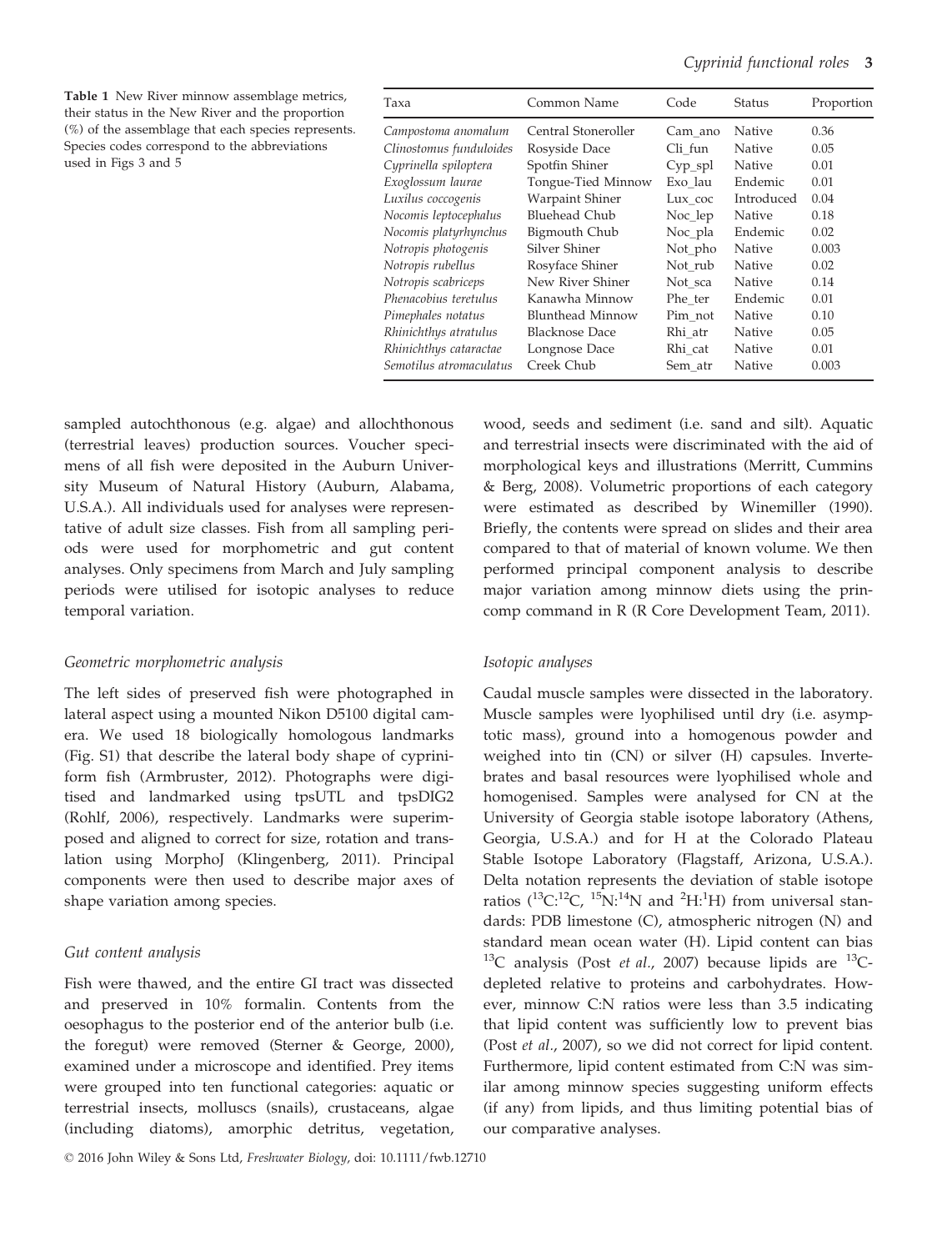**Table 1** New River minnow assemblage metrics, their status in the New River and the proportion (%) of the assemblage that each species represents. Species codes correspond to the abbreviations used in Figs 3 and 5

| Taxa | Common Name | Code | Status | Proportion |
|---|---|---|---|---|
| *Campostoma anomalum* | Central Stoneroller | Cam_ano | Native | 0.36 |
| *Clinostomus funduloides* | Rosyside Dace | Cli_fun | Native | 0.05 |
| *Cyprinella spiloptera* | Spotfin Shiner | Cyp_spl | Native | 0.01 |
| *Exoglossum laurae* | Tongue-Tied Minnow | Exo_lau | Endemic | 0.01 |
| *Luxilus coccogenis* | Warpaint Shiner | Lux_coc | Introduced | 0.04 |
| *Nocomis leptocephalus* | Bluehead Chub | Noc_lep | Native | 0.18 |
| *Nocomis platyrhynchus* | Bigmouth Chub | Noc_pla | Endemic | 0.02 |
| *Notropis photogenis* | Silver Shiner | Not_pho | Native | 0.003 |
| *Notropis rubellus* | Rosyface Shiner | Not_rub | Native | 0.02 |
| *Notropis scabriceps* | New River Shiner | Not_sca | Native | 0.14 |
| *Phenacobius teretulus* | Kanawha Minnow | Phe_ter | Endemic | 0.01 |
| *Pimephales notatus* | Blunthead Minnow | Pim_not | Native | 0.10 |
| *Rhinichthys atratulus* | Blacknose Dace | Rhi_atr | Native | 0.05 |
| *Rhinichthys cataractae* | Longnose Dace | Rhi_cat | Native | 0.01 |
| *Semotilus atromaculatus* | Creek Chub | Sem_atr | Native | 0.003 |

sampled autochthonous (e.g. algae) and allochthonous (terrestrial leaves) production sources. Voucher specimens of all fish were deposited in the Auburn University Museum of Natural History (Auburn, Alabama, U.S.A.). All individuals used for analyses were representative of adult size classes. Fish from all sampling periods were used for morphometric and gut content analyses. Only specimens from March and July sampling periods were utilised for isotopic analyses to reduce temporal variation.

### *Geometric morphometric analysis*

The left sides of preserved fish were photographed in lateral aspect using a mounted Nikon D5100 digital camera. We used 18 biologically homologous landmarks (Fig. S1) that describe the lateral body shape of cypriniform fish (Armbruster, 2012). Photographs were digitised and landmarked using tpsUTL and tpsDIG2 (Rohlf, 2006), respectively. Landmarks were superimposed and aligned to correct for size, rotation and translation using MorphoJ (Klingenberg, 2011). Principal components were then used to describe major axes of shape variation among species.

### *Gut content analysis*

Fish were thawed, and the entire GI tract was dissected and preserved in 10% formalin. Contents from the oesophagus to the posterior end of the anterior bulb (i.e. the foregut) were removed (Sterner & George, 2000), examined under a microscope and identified. Prey items were grouped into ten functional categories: aquatic or terrestrial insects, molluscs (snails), crustaceans, algae (including diatoms), amorphic detritus, vegetation, wood, seeds and sediment (i.e. sand and silt). Aquatic and terrestrial insects were discriminated with the aid of morphological keys and illustrations (Merritt, Cummins & Berg, 2008). Volumetric proportions of each category were estimated as described by Winemiller (1990). Briefly, the contents were spread on slides and their area compared to that of material of known volume. We then performed principal component analysis to describe major variation among minnow diets using the princomp command in R (R Core Development Team, 2011).

### *Isotopic analyses*

Caudal muscle samples were dissected in the laboratory. Muscle samples were lyophilised until dry (i.e. asymptotic mass), ground into a homogenous powder and weighed into tin (CN) or silver (H) capsules. Invertebrates and basal resources were lyophilised whole and homogenised. Samples were analysed for CN at the University of Georgia stable isotope laboratory (Athens, Georgia, U.S.A.) and for H at the Colorado Plateau Stable Isotope Laboratory (Flagstaff, Arizona, U.S.A.). Delta notation represents the deviation of stable isotope ratios ($^{13}$C:$^{12}$C, $^{15}$N:$^{14}$N and $^{2}$H:$^{1}$H) from universal standards: PDB limestone (C), atmospheric nitrogen (N) and standard mean ocean water (H). Lipid content can bias $^{13}$C analysis (Post *et al*., 2007) because lipids are $^{13}$C-depleted relative to proteins and carbohydrates. However, minnow C:N ratios were less than 3.5 indicating that lipid content was sufficiently low to prevent bias (Post *et al*., 2007), so we did not correct for lipid content. Furthermore, lipid content estimated from C:N was similar among minnow species suggesting uniform effects (if any) from lipids, and thus limiting potential bias of our comparative analyses.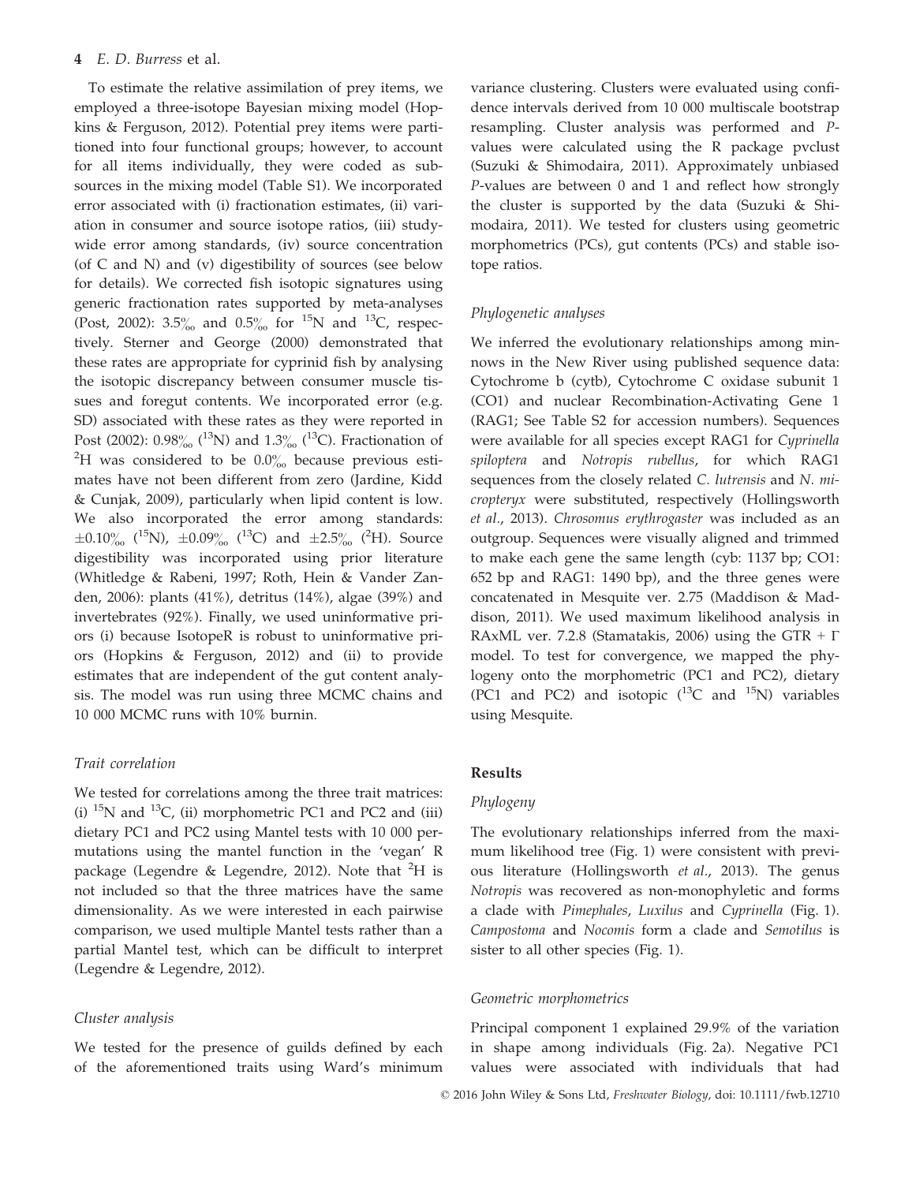To estimate the relative assimilation of prey items, we employed a three-isotope Bayesian mixing model (Hopkins & Ferguson, 2012). Potential prey items were partitioned into four functional groups; however, to account for all items individually, they were coded as subsources in the mixing model (Table S1). We incorporated error associated with (i) fractionation estimates, (ii) variation in consumer and source isotope ratios, (iii) study-wide error among standards, (iv) source concentration (of C and N) and (v) digestibility of sources (see below for details). We corrected fish isotopic signatures using generic fractionation rates supported by meta-analyses (Post, 2002): 3.5‰ and 0.5‰ for $^{15}$N and $^{13}$C, respectively. Sterner and George (2000) demonstrated that these rates are appropriate for cyprinid fish by analysing the isotopic discrepancy between consumer muscle tissues and foregut contents. We incorporated error (e.g. SD) associated with these rates as they were reported in Post (2002): 0.98‰ ($^{13}$N) and 1.3‰ ($^{13}$C). Fractionation of $^{2}$H was considered to be 0.0‰ because previous estimates have not been different from zero (Jardine, Kidd & Cunjak, 2009), particularly when lipid content is low. We also incorporated the error among standards: ±0.10‰ ($^{15}$N), ±0.09‰ ($^{13}$C) and ±2.5‰ ($^{2}$H). Source digestibility was incorporated using prior literature (Whitledge & Rabeni, 1997; Roth, Hein & Vander Zanden, 2006): plants (41%), detritus (14%), algae (39%) and invertebrates (92%). Finally, we used uninformative priors (i) because IsotopeR is robust to uninformative priors (Hopkins & Ferguson, 2012) and (ii) to provide estimates that are independent of the gut content analysis. The model was run using three MCMC chains and 10 000 MCMC runs with 10% burnin.

### Trait correlation

We tested for correlations among the three trait matrices: (i) $^{15}$N and $^{13}$C, (ii) morphometric PC1 and PC2 and (iii) dietary PC1 and PC2 using Mantel tests with 10 000 permutations using the mantel function in the 'vegan' R package (Legendre & Legendre, 2012). Note that $^{2}$H is not included so that the three matrices have the same dimensionality. As we were interested in each pairwise comparison, we used multiple Mantel tests rather than a partial Mantel test, which can be difficult to interpret (Legendre & Legendre, 2012).

### Cluster analysis

We tested for the presence of guilds defined by each of the aforementioned traits using Ward's minimum variance clustering. Clusters were evaluated using confidence intervals derived from 10 000 multiscale bootstrap resampling. Cluster analysis was performed and *P*-values were calculated using the R package pvclust (Suzuki & Shimodaira, 2011). Approximately unbiased *P*-values are between 0 and 1 and reflect how strongly the cluster is supported by the data (Suzuki & Shimodaira, 2011). We tested for clusters using geometric morphometrics (PCs), gut contents (PCs) and stable isotope ratios.

### Phylogenetic analyses

We inferred the evolutionary relationships among minnows in the New River using published sequence data: Cytochrome b (cytb), Cytochrome C oxidase subunit 1 (CO1) and nuclear Recombination-Activating Gene 1 (RAG1; See Table S2 for accession numbers). Sequences were available for all species except RAG1 for *Cyprinella spiloptera* and *Notropis rubellus*, for which RAG1 sequences from the closely related *C. lutrensis* and *N. micropteryx* were substituted, respectively (Hollingsworth *et al.*, 2013). *Chrosomus erythrogaster* was included as an outgroup. Sequences were visually aligned and trimmed to make each gene the same length (cyb: 1137 bp; CO1: 652 bp and RAG1: 1490 bp), and the three genes were concatenated in Mesquite ver. 2.75 (Maddison & Maddison, 2011). We used maximum likelihood analysis in RAxML ver. 7.2.8 (Stamatakis, 2006) using the GTR + $\Gamma$ model. To test for convergence, we mapped the phylogeny onto the morphometric (PC1 and PC2), dietary (PC1 and PC2) and isotopic ($^{13}$C and $^{15}$N) variables using Mesquite.

## Results

### Phylogeny

The evolutionary relationships inferred from the maximum likelihood tree (Fig. 1) were consistent with previous literature (Hollingsworth *et al.*, 2013). The genus *Notropis* was recovered as non-monophyletic and forms a clade with *Pimephales*, *Luxilus* and *Cyprinella* (Fig. 1). *Campostoma* and *Nocomis* form a clade and *Semotilus* is sister to all other species (Fig. 1).

### Geometric morphometrics

Principal component 1 explained 29.9% of the variation in shape among individuals (Fig. 2a). Negative PC1 values were associated with individuals that had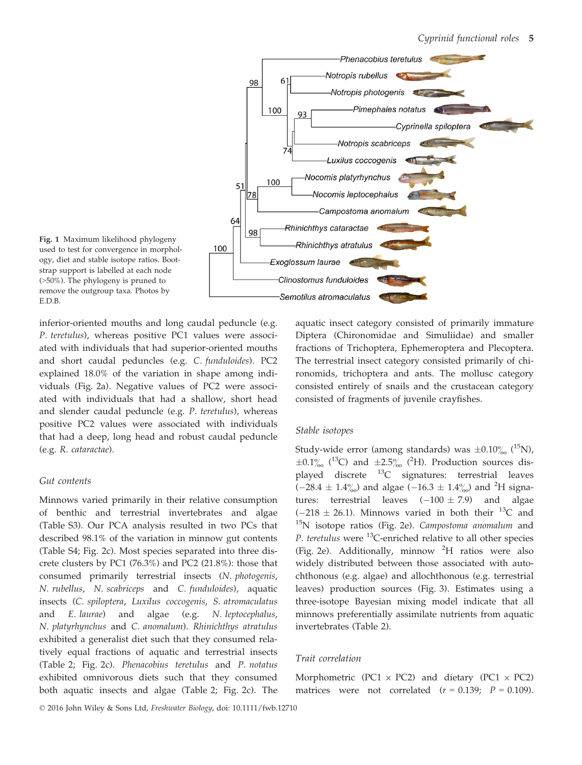Fig. 1 Maximum likelihood phylogeny used to test for convergence in morphology, diet and stable isotope ratios. Bootstrap support is labelled at each node (>50%). The phylogeny is pruned to remove the outgroup taxa. Photos by E.D.B.

inferior-oriented mouths and long caudal peduncle (e.g. *P. teretulus*), whereas positive PC1 values were associated with individuals that had superior-oriented mouths and short caudal peduncles (e.g. *C. funduloides*). PC2 explained 18.0% of the variation in shape among individuals (Fig. 2a). Negative values of PC2 were associated with individuals that had a shallow, short head and slender caudal peduncle (e.g. *P. teretulus*), whereas positive PC2 values were associated with individuals that had a deep, long head and robust caudal peduncle (e.g. *R. cataractae*).

### Gut contents

Minnows varied primarily in their relative consumption of benthic and terrestrial invertebrates and algae (Table S3). Our PCA analysis resulted in two PCs that described 98.1% of the variation in minnow gut contents (Table S4; Fig. 2c). Most species separated into three discrete clusters by PC1 (76.3%) and PC2 (21.8%): those that consumed primarily terrestrial insects (*N. photogenis*, *N. rubellus*, *N. scabriceps* and *C. funduloides*), aquatic insects (*C. spiloptera*, *Luxilus coccogenis*, *S. atromaculatus* and *E. laurae*) and algae (e.g. *N. leptocephalus*, *N. platyrhynchus* and *C. anomalum*). *Rhinichthys atratulus* exhibited a generalist diet such that they consumed relatively equal fractions of aquatic and terrestrial insects (Table 2; Fig. 2c). *Phenacobius teretulus* and *P. notatus* exhibited omnivorous diets such that they consumed both aquatic insects and algae (Table 2; Fig. 2c). The aquatic insect category consisted of primarily immature Diptera (Chironomidae and Simuliidae) and smaller fractions of Trichoptera, Ephemeroptera and Plecoptera. The terrestrial insect category consisted primarily of chironomids, trichoptera and ants. The mollusc category consisted entirely of snails and the crustacean category consisted of fragments of juvenile crayfishes.

### Stable isotopes

Study-wide error (among standards) was $\pm 0.10$‰ ($^{15}$N), $\pm 0.1$‰ ($^{13}$C) and $\pm 2.5$‰ ($^{2}$H). Production sources displayed discrete $^{13}$C signatures: terrestrial leaves ($-28.4 \pm 1.4$‰) and algae ($-16.3 \pm 1.4$‰) and $^{2}$H signatures: terrestrial leaves ($-100 \pm 7.9$) and algae ($-218 \pm 26.1$). Minnows varied in both their $^{13}$C and $^{15}$N isotope ratios (Fig. 2e). *Campostoma anomalum* and *P. teretulus* were $^{13}$C-enriched relative to all other species (Fig. 2e). Additionally, minnow $^{2}$H ratios were also widely distributed between those associated with autochthonous (e.g. algae) and allochthonous (e.g. terrestrial leaves) production sources (Fig. 3). Estimates using a three-isotope Bayesian mixing model indicate that all minnows preferentially assimilate nutrients from aquatic invertebrates (Table 2).

### Trait correlation

Morphometric (PC1 × PC2) and dietary (PC1 × PC2) matrices were not correlated ($r = 0.139$; $P = 0.109$).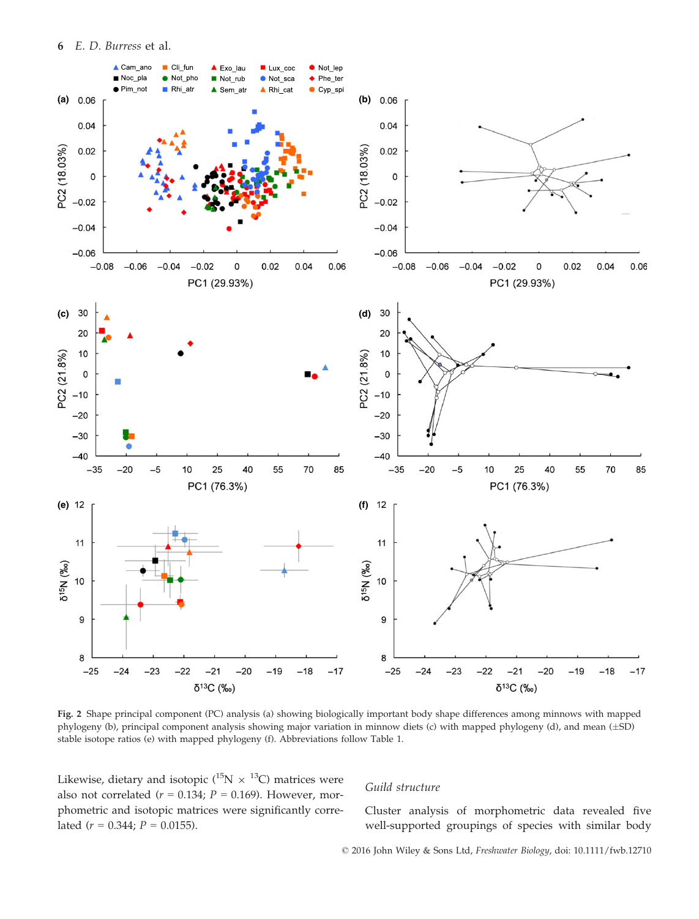**Fig. 2** Shape principal component (PC) analysis (a) showing biologically important body shape differences among minnows with mapped phylogeny (b), principal component analysis showing major variation in minnow diets (c) with mapped phylogeny (d), and mean (±SD) stable isotope ratios (e) with mapped phylogeny (f). Abbreviations follow Table 1.

Likewise, dietary and isotopic ($^{15}$N × $^{13}$C) matrices were also not correlated ($r = 0.134$; $P = 0.169$). However, morphometric and isotopic matrices were significantly correlated ($r = 0.344$; $P = 0.0155$).

### *Guild structure*

Cluster analysis of morphometric data revealed five well-supported groupings of species with similar body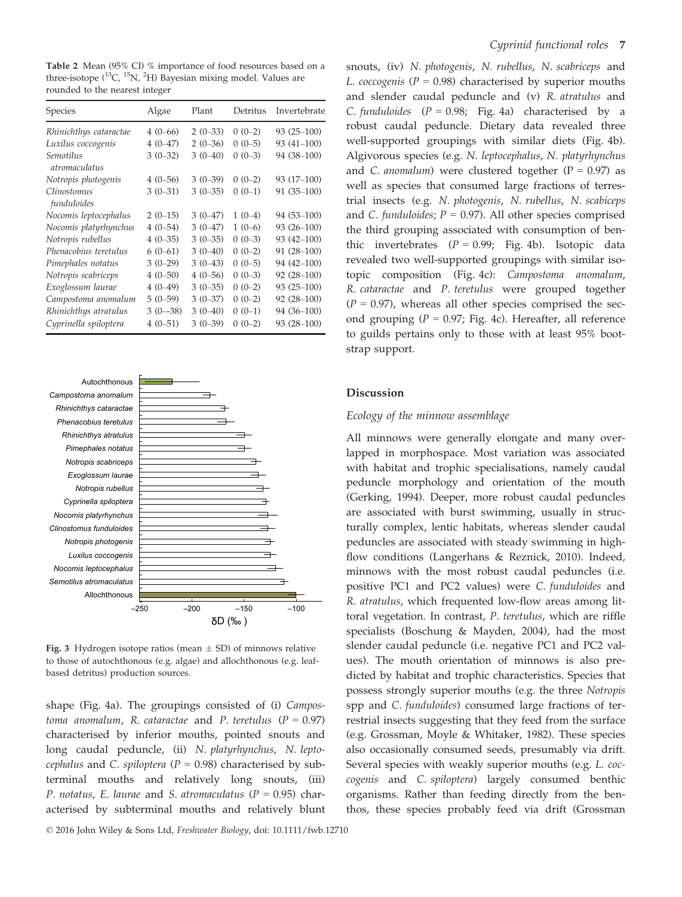**Table 2** Mean (95% CI) % importance of food resources based on a three-isotope ($^{13}C$, $^{15}N$, $^{2}H$) Bayesian mixing model. Values are rounded to the nearest integer

| Species | Algae | Plant | Detritus | Invertebrate |
|---|---|---|---|---|
| *Rhinichthys cataractae* | 4 (0–66) | 2 (0–33) | 0 (0–2) | 93 (25–100) |
| *Luxilus coccogenis* | 4 (0–47) | 2 (0–36) | 0 (0–5) | 93 (41–100) |
| *Semotilus atromaculatus* | 3 (0–32) | 3 (0–40) | 0 (0–3) | 94 (38–100) |
| *Notropis photogenis* | 4 (0–56) | 3 (0–39) | 0 (0–2) | 93 (17–100) |
| *Clinostomus funduloides* | 3 (0–31) | 3 (0–35) | 0 (0–1) | 91 (35–100) |
| *Nocomis leptocephalus* | 2 (0–15) | 3 (0–47) | 1 (0–4) | 94 (53–100) |
| *Nocomis platyrhynchus* | 4 (0–54) | 3 (0–47) | 1 (0–6) | 93 (26–100) |
| *Notropis rubellus* | 4 (0–35) | 3 (0–35) | 0 (0–3) | 93 (42–100) |
| *Phenacobius teretulus* | 6 (0–61) | 3 (0–40) | 0 (0–2) | 91 (28–100) |
| *Pimephales notatus* | 3 (0–29) | 3 (0–43) | 0 (0–5) | 94 (42–100) |
| *Notropis scabriceps* | 4 (0–50) | 4 (0–56) | 0 (0–3) | 92 (28–100) |
| *Exoglossum laurae* | 4 (0–49) | 3 (0–35) | 0 (0–2) | 93 (25–100) |
| *Campostoma anomalum* | 5 (0–59) | 3 (0–37) | 0 (0–2) | 92 (28–100) |
| *Rhinichthys atratulus* | 3 (0—38) | 3 (0–40) | 0 (0–1) | 94 (36–100) |
| *Cyprinella spiloptera* | 4 (0–51) | 3 (0–39) | 0 (0–2) | 93 (28–100) |

**Fig. 3** Hydrogen isotope ratios (mean ± SD) of minnows relative to those of autochthonous (e.g. algae) and allochthonous (e.g. leaf-based detritus) production sources.

shape (Fig. 4a). The groupings consisted of (i) *Campostoma anomalum*, *R. cataractae* and *P. teretulus* ($P = 0.97$) characterised by inferior mouths, pointed snouts and long caudal peduncle, (ii) *N. platyrhynchus*, *N. leptocephalus* and *C. spiloptera* ($P = 0.98$) characterised by subterminal mouths and relatively long snouts, (iii) *P. notatus*, *E. laurae* and *S. atromaculatus* ($P = 0.95$) characterised by subterminal mouths and relatively blunt snouts, (iv) *N. photogenis*, *N. rubellus*, *N. scabriceps* and *L. coccogenis* ($P = 0.98$) characterised by superior mouths and slender caudal peduncle and (v) *R. atratulus* and *C. funduloides* ($P = 0.98$; Fig. 4a) characterised by a robust caudal peduncle. Dietary data revealed three well-supported groupings with similar diets (Fig. 4b). Algivorous species (e.g. *N. leptocephalus*, *N. platyrhynchus* and *C. anomalum*) were clustered together ($P = 0.97$) as well as species that consumed large fractions of terrestrial insects (e.g. *N. photogenis*, *N. rubellus*, *N. scabiceps* and *C. funduloides*; $P = 0.97$). All other species comprised the third grouping associated with consumption of benthic invertebrates ($P = 0.99$; Fig. 4b). Isotopic data revealed two well-supported groupings with similar isotopic composition (Fig. 4c): *Campostoma anomalum*, *R. cataractae* and *P. teretulus* were grouped together ($P = 0.97$), whereas all other species comprised the second grouping ($P = 0.97$; Fig. 4c). Hereafter, all reference to guilds pertains only to those with at least 95% bootstrap support.

## Discussion

### Ecology of the minnow assemblage

All minnows were generally elongate and many overlapped in morphospace. Most variation was associated with habitat and trophic specialisations, namely caudal peduncle morphology and orientation of the mouth (Gerking, 1994). Deeper, more robust caudal peduncles are associated with burst swimming, usually in structurally complex, lentic habitats, whereas slender caudal peduncles are associated with steady swimming in high-flow conditions (Langerhans & Reznick, 2010). Indeed, minnows with the most robust caudal peduncles (i.e. positive PC1 and PC2 values) were *C. funduloides* and *R. atratulus*, which frequented low-flow areas among littoral vegetation. In contrast, *P. teretulus*, which are riffle specialists (Boschung & Mayden, 2004), had the most slender caudal peduncle (i.e. negative PC1 and PC2 values). The mouth orientation of minnows is also predicted by habitat and trophic characteristics. Species that possess strongly superior mouths (e.g. the three *Notropis* spp and *C. funduloides*) consumed large fractions of terrestrial insects suggesting that they feed from the surface (e.g. Grossman, Moyle & Whitaker, 1982). These species also occasionally consumed seeds, presumably via drift. Several species with weakly superior mouths (e.g. *L. coccogenis* and *C. spiloptera*) largely consumed benthic organisms. Rather than feeding directly from the benthos, these species probably feed via drift (Grossman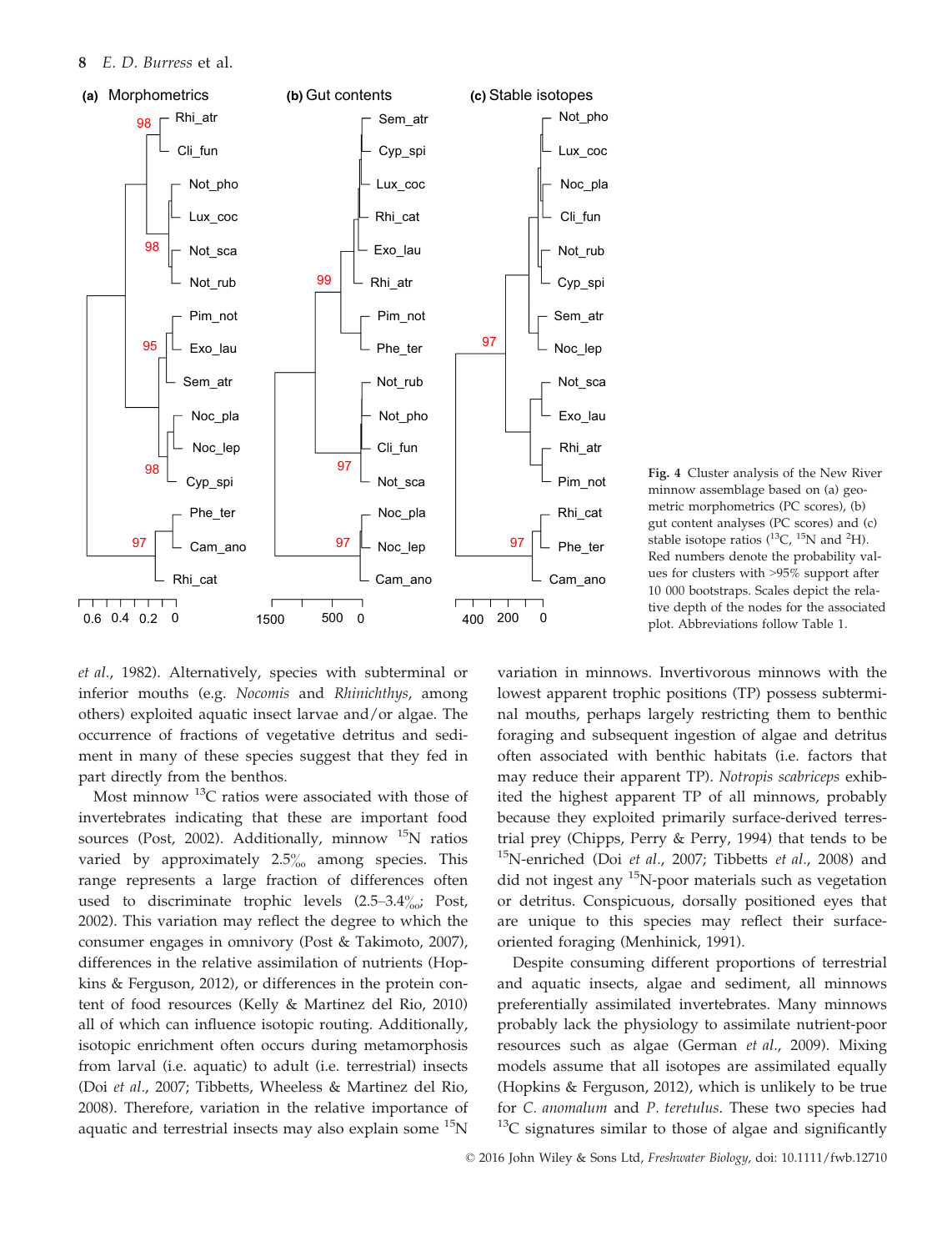Fig. 4 Cluster analysis of the New River minnow assemblage based on (a) geometric morphometrics (PC scores), (b) gut content analyses (PC scores) and (c) stable isotope ratios ($^{13}$C, $^{15}$N and $^{2}$H). Red numbers denote the probability values for clusters with >95% support after 10 000 bootstraps. Scales depict the relative depth of the nodes for the associated plot. Abbreviations follow Table 1.

*et al.*, 1982). Alternatively, species with subterminal or inferior mouths (e.g. *Nocomis* and *Rhinichthys*, among others) exploited aquatic insect larvae and/or algae. The occurrence of fractions of vegetative detritus and sediment in many of these species suggest that they fed in part directly from the benthos.

Most minnow $^{13}$C ratios were associated with those of invertebrates indicating that these are important food sources (Post, 2002). Additionally, minnow $^{15}$N ratios varied by approximately 2.5‰ among species. This range represents a large fraction of differences often used to discriminate trophic levels (2.5–3.4‰; Post, 2002). This variation may reflect the degree to which the consumer engages in omnivory (Post & Takimoto, 2007), differences in the relative assimilation of nutrients (Hopkins & Ferguson, 2012), or differences in the protein content of food resources (Kelly & Martinez del Rio, 2010) all of which can influence isotopic routing. Additionally, isotopic enrichment often occurs during metamorphosis from larval (i.e. aquatic) to adult (i.e. terrestrial) insects (Doi *et al.*, 2007; Tibbetts, Wheeless & Martinez del Rio, 2008). Therefore, variation in the relative importance of aquatic and terrestrial insects may also explain some $^{15}$N variation in minnows. Invertivorous minnows with the lowest apparent trophic positions (TP) possess subterminal mouths, perhaps largely restricting them to benthic foraging and subsequent ingestion of algae and detritus often associated with benthic habitats (i.e. factors that may reduce their apparent TP). *Notropis scabriceps* exhibited the highest apparent TP of all minnows, probably because they exploited primarily surface-derived terrestrial prey (Chipps, Perry & Perry, 1994) that tends to be $^{15}$N-enriched (Doi *et al.*, 2007; Tibbetts *et al.*, 2008) and did not ingest any $^{15}$N-poor materials such as vegetation or detritus. Conspicuous, dorsally positioned eyes that are unique to this species may reflect their surface-oriented foraging (Menhinick, 1991).

Despite consuming different proportions of terrestrial and aquatic insects, algae and sediment, all minnows preferentially assimilated invertebrates. Many minnows probably lack the physiology to assimilate nutrient-poor resources such as algae (German *et al.*, 2009). Mixing models assume that all isotopes are assimilated equally (Hopkins & Ferguson, 2012), which is unlikely to be true for *C. anomalum* and *P. teretulus*. These two species had $^{13}$C signatures similar to those of algae and significantly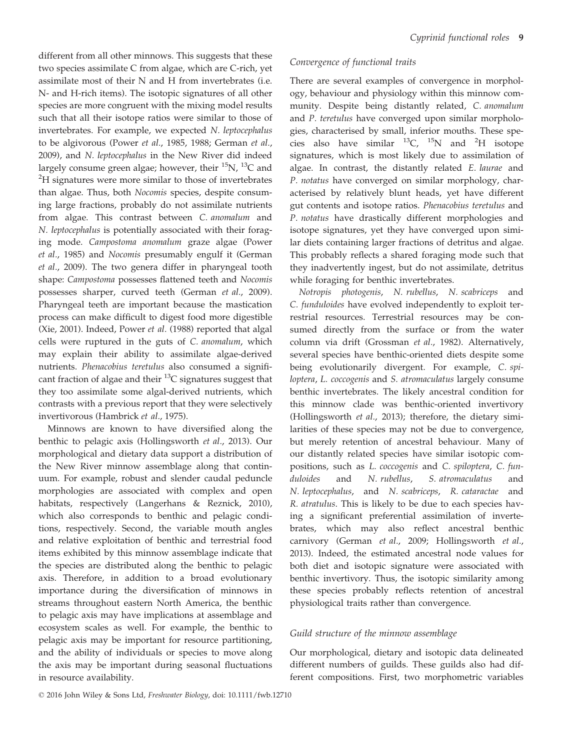different from all other minnows. This suggests that these two species assimilate C from algae, which are C-rich, yet assimilate most of their N and H from invertebrates (i.e. N- and H-rich items). The isotopic signatures of all other species are more congruent with the mixing model results such that all their isotope ratios were similar to those of invertebrates. For example, we expected *N. leptocephalus* to be algivorous (Power *et al.*, 1985, 1988; German *et al.*, 2009), and *N. leptocephalus* in the New River did indeed largely consume green algae; however, their $^{15}$N, $^{13}$C and $^{2}$H signatures were more similar to those of invertebrates than algae. Thus, both *Nocomis* species, despite consuming large fractions, probably do not assimilate nutrients from algae. This contrast between *C. anomalum* and *N. leptocephalus* is potentially associated with their foraging mode. *Campostoma anomalum* graze algae (Power *et al.*, 1985) and *Nocomis* presumably engulf it (German *et al.*, 2009). The two genera differ in pharyngeal tooth shape: *Campostoma* possesses flattened teeth and *Nocomis* possesses sharper, curved teeth (German *et al.*, 2009). Pharyngeal teeth are important because the mastication process can make difficult to digest food more digestible (Xie, 2001). Indeed, Power *et al.* (1988) reported that algal cells were ruptured in the guts of *C. anomalum*, which may explain their ability to assimilate algae-derived nutrients. *Phenacobius teretulus* also consumed a significant fraction of algae and their $^{13}$C signatures suggest that they too assimilate some algal-derived nutrients, which contrasts with a previous report that they were selectively invertivorous (Hambrick *et al.*, 1975).

Minnows are known to have diversified along the benthic to pelagic axis (Hollingsworth *et al.*, 2013). Our morphological and dietary data support a distribution of the New River minnow assemblage along that continuum. For example, robust and slender caudal peduncle morphologies are associated with complex and open habitats, respectively (Langerhans & Reznick, 2010), which also corresponds to benthic and pelagic conditions, respectively. Second, the variable mouth angles and relative exploitation of benthic and terrestrial food items exhibited by this minnow assemblage indicate that the species are distributed along the benthic to pelagic axis. Therefore, in addition to a broad evolutionary importance during the diversification of minnows in streams throughout eastern North America, the benthic to pelagic axis may have implications at assemblage and ecosystem scales as well. For example, the benthic to pelagic axis may be important for resource partitioning, and the ability of individuals or species to move along the axis may be important during seasonal fluctuations in resource availability.

### *Convergence of functional traits*

There are several examples of convergence in morphology, behaviour and physiology within this minnow community. Despite being distantly related, *C. anomalum* and *P. teretulus* have converged upon similar morphologies, characterised by small, inferior mouths. These species also have similar $^{13}$C, $^{15}$N and $^{2}$H isotope signatures, which is most likely due to assimilation of algae. In contrast, the distantly related *E. laurae* and *P. notatus* have converged on similar morphology, characterised by relatively blunt heads, yet have different gut contents and isotope ratios. *Phenacobius teretulus* and *P. notatus* have drastically different morphologies and isotope signatures, yet they have converged upon similar diets containing larger fractions of detritus and algae. This probably reflects a shared foraging mode such that they inadvertently ingest, but do not assimilate, detritus while foraging for benthic invertebrates.

*Notropis photogenis*, *N. rubellus*, *N. scabriceps* and *C. funduloides* have evolved independently to exploit terrestrial resources. Terrestrial resources may be consumed directly from the surface or from the water column via drift (Grossman *et al.*, 1982). Alternatively, several species have benthic-oriented diets despite some being evolutionarily divergent. For example, *C. spiloptera*, *L. coccogenis* and *S. atromaculatus* largely consume benthic invertebrates. The likely ancestral condition for this minnow clade was benthic-oriented invertivory (Hollingsworth *et al.*, 2013); therefore, the dietary similarities of these species may not be due to convergence, but merely retention of ancestral behaviour. Many of our distantly related species have similar isotopic compositions, such as *L. coccogenis* and *C. spiloptera*, *C. funduloides* and *N. rubellus*, *S. atromaculatus* and *N. leptocephalus*, and *N. scabriceps*, *R. cataractae* and *R. atratulus*. This is likely to be due to each species having a significant preferential assimilation of invertebrates, which may also reflect ancestral benthic carnivory (German *et al.*, 2009; Hollingsworth *et al.*, 2013). Indeed, the estimated ancestral node values for both diet and isotopic signature were associated with benthic invertivory. Thus, the isotopic similarity among these species probably reflects retention of ancestral physiological traits rather than convergence.

### *Guild structure of the minnow assemblage*

Our morphological, dietary and isotopic data delineated different numbers of guilds. These guilds also had different compositions. First, two morphometric variables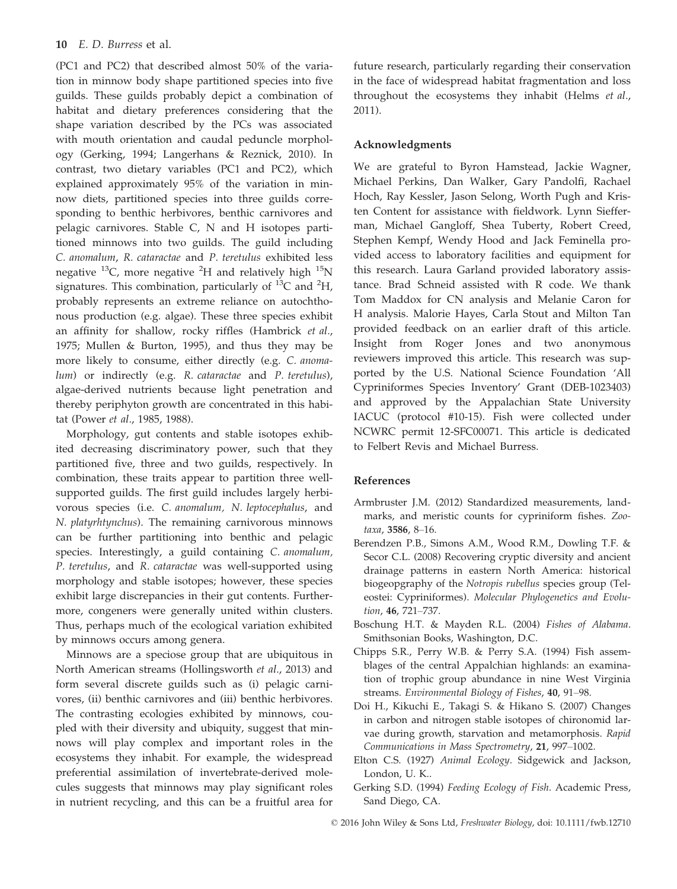(PC1 and PC2) that described almost 50% of the variation in minnow body shape partitioned species into five guilds. These guilds probably depict a combination of habitat and dietary preferences considering that the shape variation described by the PCs was associated with mouth orientation and caudal peduncle morphology (Gerking, 1994; Langerhans & Reznick, 2010). In contrast, two dietary variables (PC1 and PC2), which explained approximately 95% of the variation in minnow diets, partitioned species into three guilds corresponding to benthic herbivores, benthic carnivores and pelagic carnivores. Stable C, N and H isotopes partitioned minnows into two guilds. The guild including *C. anomalum*, *R. cataractae* and *P. teretulus* exhibited less negative $^{13}$C, more negative $^{2}$H and relatively high $^{15}$N signatures. This combination, particularly of $^{13}$C and $^{2}$H, probably represents an extreme reliance on autochthonous production (e.g. algae). These three species exhibit an affinity for shallow, rocky riffles (Hambrick *et al.*, 1975; Mullen & Burton, 1995), and thus they may be more likely to consume, either directly (e.g. *C. anomalum*) or indirectly (e.g. *R. cataractae* and *P. teretulus*), algae-derived nutrients because light penetration and thereby periphyton growth are concentrated in this habitat (Power *et al.*, 1985, 1988).

Morphology, gut contents and stable isotopes exhibited decreasing discriminatory power, such that they partitioned five, three and two guilds, respectively. In combination, these traits appear to partition three well-supported guilds. The first guild includes largely herbivorous species (i.e. *C. anomalum, N. leptocephalus*, and *N. platyrhtynchus*). The remaining carnivorous minnows can be further partitioning into benthic and pelagic species. Interestingly, a guild containing *C. anomalum, P. teretulus*, and *R. cataractae* was well-supported using morphology and stable isotopes; however, these species exhibit large discrepancies in their gut contents. Furthermore, congeners were generally united within clusters. Thus, perhaps much of the ecological variation exhibited by minnows occurs among genera.

Minnows are a speciose group that are ubiquitous in North American streams (Hollingsworth *et al.*, 2013) and form several discrete guilds such as (i) pelagic carnivores, (ii) benthic carnivores and (iii) benthic herbivores. The contrasting ecologies exhibited by minnows, coupled with their diversity and ubiquity, suggest that minnows will play complex and important roles in the ecosystems they inhabit. For example, the widespread preferential assimilation of invertebrate-derived molecules suggests that minnows may play significant roles in nutrient recycling, and this can be a fruitful area for future research, particularly regarding their conservation in the face of widespread habitat fragmentation and loss throughout the ecosystems they inhabit (Helms *et al.*, 2011).

## Acknowledgments

We are grateful to Byron Hamstead, Jackie Wagner, Michael Perkins, Dan Walker, Gary Pandolfi, Rachael Hoch, Ray Kessler, Jason Selong, Worth Pugh and Kristen Content for assistance with fieldwork. Lynn Siefferman, Michael Gangloff, Shea Tuberty, Robert Creed, Stephen Kempf, Wendy Hood and Jack Feminella provided access to laboratory facilities and equipment for this research. Laura Garland provided laboratory assistance. Brad Schneid assisted with R code. We thank Tom Maddox for CN analysis and Melanie Caron for H analysis. Malorie Hayes, Carla Stout and Milton Tan provided feedback on an earlier draft of this article. Insight from Roger Jones and two anonymous reviewers improved this article. This research was supported by the U.S. National Science Foundation 'All Cypriniformes Species Inventory' Grant (DEB-1023403) and approved by the Appalachian State University IACUC (protocol #10-15). Fish were collected under NCWRC permit 12-SFC00071. This article is dedicated to Felbert Revis and Michael Burress.

## References

Armbruster J.M. (2012) Standardized measurements, landmarks, and meristic counts for cypriniform fishes. *Zootaxa*, **3586**, 8–16.

Berendzen P.B., Simons A.M., Wood R.M., Dowling T.F. & Secor C.L. (2008) Recovering cryptic diversity and ancient drainage patterns in eastern North America: historical biogeopgraphy of the *Notropis rubellus* species group (Teleostei: Cypriniformes). *Molecular Phylogenetics and Evolution*, **46**, 721–737.

Boschung H.T. & Mayden R.L. (2004) *Fishes of Alabama*. Smithsonian Books, Washington, D.C.

Chipps S.R., Perry W.B. & Perry S.A. (1994) Fish assemblages of the central Appalchian highlands: an examination of trophic group abundance in nine West Virginia streams. *Environmental Biology of Fishes*, **40**, 91–98.

Doi H., Kikuchi E., Takagi S. & Hikano S. (2007) Changes in carbon and nitrogen stable isotopes of chironomid larvae during growth, starvation and metamorphosis. *Rapid Communications in Mass Spectrometry*, **21**, 997–1002.

Elton C.S. (1927) *Animal Ecology*. Sidgewick and Jackson, London, U. K..

Gerking S.D. (1994) *Feeding Ecology of Fish*. Academic Press, Sand Diego, CA.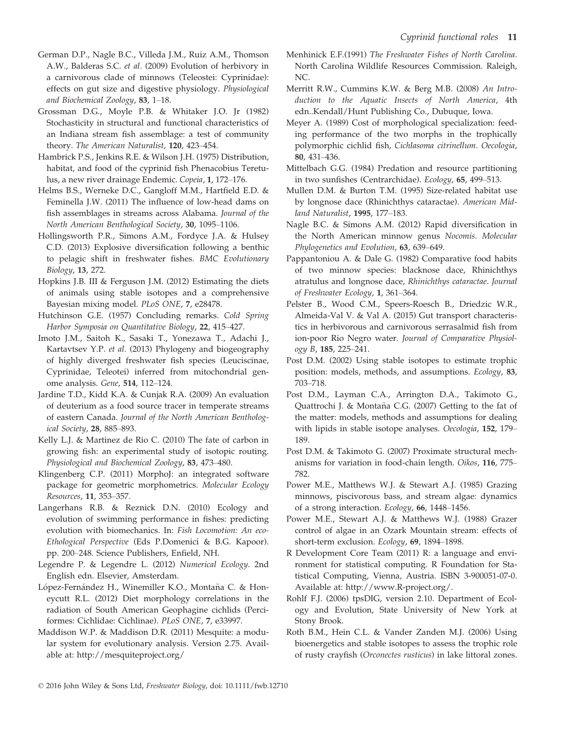German D.P., Nagle B.C., Villeda J.M., Ruiz A.M., Thomson A.W., Balderas S.C. *et al.* (2009) Evolution of herbivory in a carnivorous clade of minnows (Teleostei: Cyprinidae): effects on gut size and digestive physiology. *Physiological and Biochemical Zoology*, **83**, 1–18.

Grossman D.G., Moyle P.B. & Whitaker J.O. Jr (1982) Stochasticity in structural and functional characteristics of an Indiana stream fish assemblage: a test of community theory. *The American Naturalist*, **120**, 423–454.

Hambrick P.S., Jenkins R.E. & Wilson J.H. (1975) Distribution, habitat, and food of the cyprinid fish Phenacobius Teretulus, a new river drainage Endemic. *Copeia*, **1**, 172–176.

Helms B.S., Werneke D.C., Gangloff M.M., Hartfield E.D. & Feminella J.W. (2011) The influence of low-head dams on fish assemblages in streams across Alabama. *Journal of the North American Benthological Society*, **30**, 1095–1106.

Hollingsworth P.R., Simons A.M., Fordyce J.A. & Hulsey C.D. (2013) Explosive diversification following a benthic to pelagic shift in freshwater fishes. *BMC Evolutionary Biology*, **13**, 272.

Hopkins J.B. III & Ferguson J.M. (2012) Estimating the diets of animals using stable isotopes and a comprehensive Bayesian mixing model. *PLoS ONE*, **7**, e28478.

Hutchinson G.E. (1957) Concluding remarks. *Cold Spring Harbor Symposia on Quantitative Biology*, **22**, 415–427.

Imoto J.M., Saitoh K., Sasaki T., Yonezawa T., Adachi J., Kartavtsev Y.P. *et al.* (2013) Phylogeny and biogeography of highly diverged freshwater fish species (Leuciscinae, Cyprinidae, Teleotei) inferred from mitochondrial genome analysis. *Gene*, **514**, 112–124.

Jardine T.D., Kidd K.A. & Cunjak R.A. (2009) An evaluation of deuterium as a food source tracer in temperate streams of eastern Canada. *Journal of the North American Benthological Society*, **28**, 885–893.

Kelly L.J. & Martinez de Rio C. (2010) The fate of carbon in growing fish: an experimental study of isotopic routing. *Physiological and Biochemical Zoology*, **83**, 473–480.

Klingenberg C.P. (2011) MorphoJ: an integrated software package for geometric morphometrics. *Molecular Ecology Resources*, **11**, 353–357.

Langerhans R.B. & Reznick D.N. (2010) Ecology and evolution of swimming performance in fishes: predicting evolution with biomechanics. In: *Fish Locomotion: An eco-Ethological Perspective* (Eds P.Domenici & B.G. Kapoor). pp. 200–248. Science Publishers, Enfield, NH.

Legendre P. & Legendre L. (2012) *Numerical Ecology*. 2nd English edn. Elsevier, Amsterdam.

López-Fernández H., Winemiller K.O., Montaña C. & Honeycutt R.L. (2012) Diet morphology correlations in the radiation of South American Geophagine cichlids (Perciformes: Cichlidae: Cichlinae). *PLoS ONE*, **7**, e33997.

Maddison W.P. & Maddison D.R. (2011) Mesquite: a modular system for evolutionary analysis. Version 2.75. Available at: http://mesquiteproject.org/

Menhinick E.F.(1991) *The Freshwater Fishes of North Carolina*. North Carolina Wildlife Resources Commission. Raleigh, NC.

Merritt R.W., Cummins K.W. & Berg M.B. (2008) *An Introduction to the Aquatic Insects of North America*, 4th edn..Kendall/Hunt Publishing Co., Dubuque, Iowa.

Meyer A. (1989) Cost of morphological specialization: feeding performance of the two morphs in the trophically polymorphic cichlid fish, *Cichlasoma citrinellum*. *Oecologia*, **80**, 431–436.

Mittelbach G.G. (1984) Predation and resource partitioning in two sunfishes (Centrarchidae). *Ecology*, **65**, 499–513.

Mullen D.M. & Burton T.M. (1995) Size-related habitat use by longnose dace (Rhinichthys cataractae). *American Midland Naturalist*, **1995**, 177–183.

Nagle B.C. & Simons A.M. (2012) Rapid diversification in the North American minnow genus *Nocomis*. *Molecular Phylogenetics and Evolution*, **63**, 639–649.

Pappantoniou A. & Dale G. (1982) Comparative food habits of two minnow species: blacknose dace, Rhinichthys atratulus and longnose dace, *Rhinichthys cataractae*. *Journal of Freshwater Ecology*, **1**, 361–364.

Pelster B., Wood C.M., Speers-Roesch B., Driedzic W.R., Almeida-Val V. & Val A. (2015) Gut transport characteristics in herbivorous and carnivorous serrasalmid fish from ion-poor Rio Negro water. *Journal of Comparative Physiology B*, **185**, 225–241.

Post D.M. (2002) Using stable isotopes to estimate trophic position: models, methods, and assumptions. *Ecology*, **83**, 703–718.

Post D.M., Layman C.A., Arrington D.A., Takimoto G., Quattrochi J. & Montaña C.G. (2007) Getting to the fat of the matter: models, methods and assumptions for dealing with lipids in stable isotope analyses. *Oecologia*, **152**, 179–189.

Post D.M. & Takimoto G. (2007) Proximate structural mechanisms for variation in food-chain length. *Oikos*, **116**, 775–782.

Power M.E., Matthews W.J. & Stewart A.J. (1985) Grazing minnows, piscivorous bass, and stream algae: dynamics of a strong interaction. *Ecology*, **66**, 1448–1456.

Power M.E., Stewart A.J. & Matthews W.J. (1988) Grazer control of algae in an Ozark Mountain stream: effects of short-term exclusion. *Ecology*, **69**, 1894–1898.

R Development Core Team (2011) R: a language and environment for statistical computing. R Foundation for Statistical Computing, Vienna, Austria. ISBN 3-900051-07-0. Available at: http://www.R-project.org/.

Rohlf F.J. (2006) tpsDIG, version 2.10. Department of Ecology and Evolution, State University of New York at Stony Brook.

Roth B.M., Hein C.L. & Vander Zanden M.J. (2006) Using bioenergetics and stable isotopes to assess the trophic role of rusty crayfish (*Orconectes rusticus*) in lake littoral zones.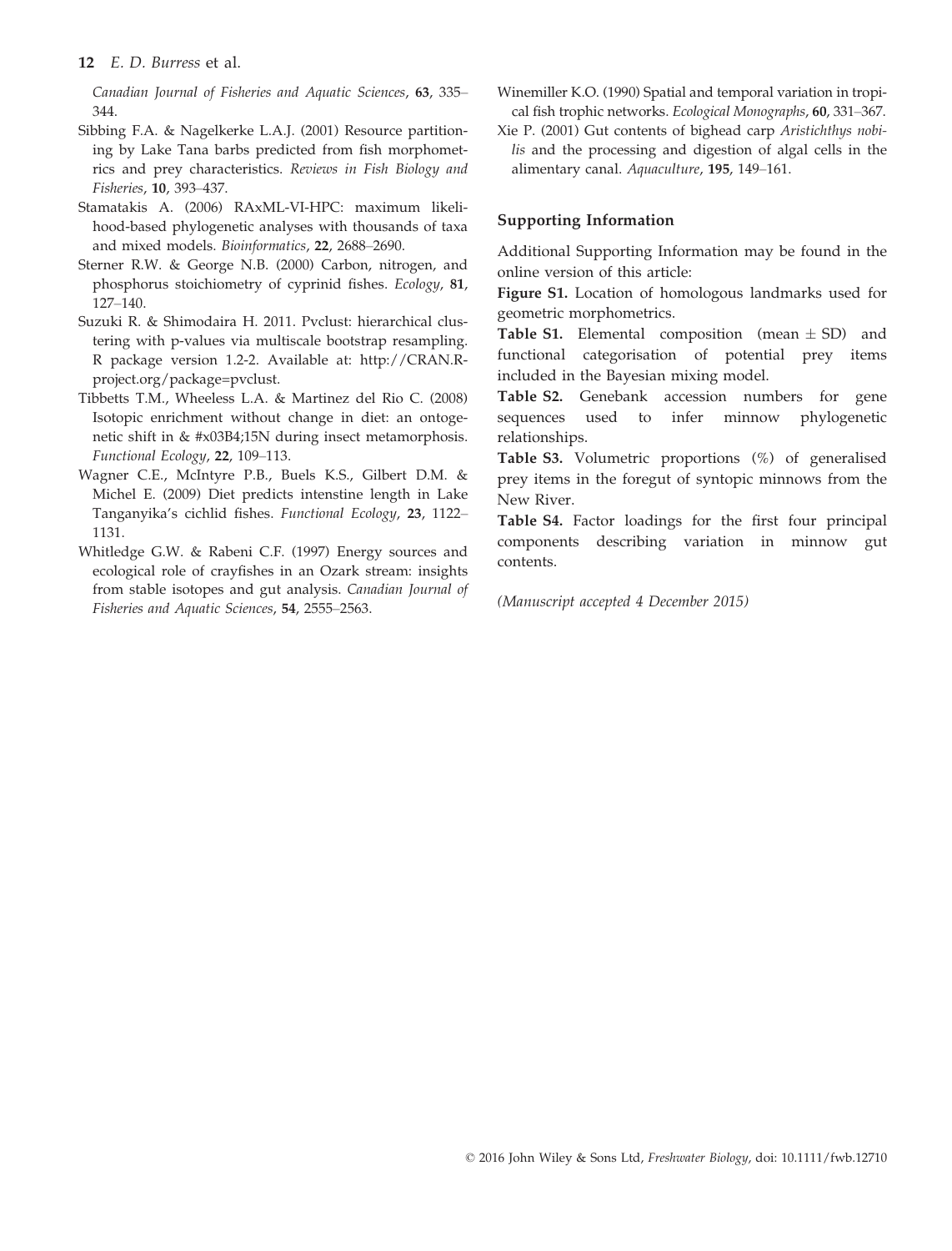Canadian Journal of Fisheries and Aquatic Sciences, **63**, 335–344.

Sibbing F.A. & Nagelkerke L.A.J. (2001) Resource partitioning by Lake Tana barbs predicted from fish morphometrics and prey characteristics. *Reviews in Fish Biology and Fisheries*, **10**, 393–437.

Stamatakis A. (2006) RAxML-VI-HPC: maximum likelihood-based phylogenetic analyses with thousands of taxa and mixed models. *Bioinformatics*, **22**, 2688–2690.

Sterner R.W. & George N.B. (2000) Carbon, nitrogen, and phosphorus stoichiometry of cyprinid fishes. *Ecology*, **81**, 127–140.

Suzuki R. & Shimodaira H. 2011. Pvclust: hierarchical clustering with p-values via multiscale bootstrap resampling. R package version 1.2-2. Available at: http://CRAN.R-project.org/package=pvclust.

Tibbetts T.M., Wheeless L.A. & Martinez del Rio C. (2008) Isotopic enrichment without change in diet: an ontogenetic shift in & #x03B4;15N during insect metamorphosis. *Functional Ecology*, **22**, 109–113.

Wagner C.E., McIntyre P.B., Buels K.S., Gilbert D.M. & Michel E. (2009) Diet predicts intenstine length in Lake Tanganyika's cichlid fishes. *Functional Ecology*, **23**, 1122–1131.

Whitledge G.W. & Rabeni C.F. (1997) Energy sources and ecological role of crayfishes in an Ozark stream: insights from stable isotopes and gut analysis. *Canadian Journal of Fisheries and Aquatic Sciences*, **54**, 2555–2563.

Winemiller K.O. (1990) Spatial and temporal variation in tropical fish trophic networks. *Ecological Monographs*, **60**, 331–367.

Xie P. (2001) Gut contents of bighead carp *Aristichthys nobilis* and the processing and digestion of algal cells in the alimentary canal. *Aquaculture*, **195**, 149–161.

## Supporting Information

Additional Supporting Information may be found in the online version of this article:

**Figure S1.** Location of homologous landmarks used for geometric morphometrics.

**Table S1.** Elemental composition (mean ± SD) and functional categorisation of potential prey items included in the Bayesian mixing model.

**Table S2.** Genebank accession numbers for gene sequences used to infer minnow phylogenetic relationships.

**Table S3.** Volumetric proportions (%) of generalised prey items in the foregut of syntopic minnows from the New River.

**Table S4.** Factor loadings for the first four principal components describing variation in minnow gut contents.

*(Manuscript accepted 4 December 2015)*